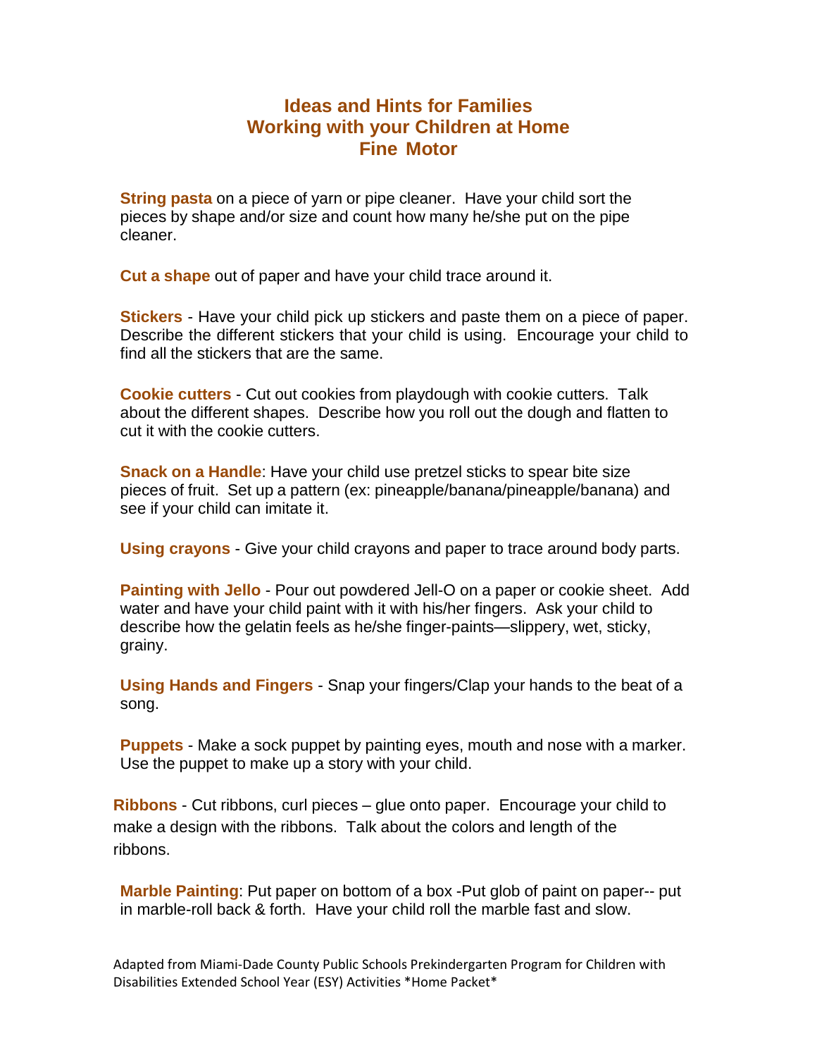# Ideas and Hints for Families
# Working with your Children at Home
# Fine Motor

**String pasta** on a piece of yarn or pipe cleaner. Have your child sort the pieces by shape and/or size and count how many he/she put on the pipe cleaner.

**Cut a shape** out of paper and have your child trace around it.

**Stickers** - Have your child pick up stickers and paste them on a piece of paper. Describe the different stickers that your child is using. Encourage your child to find all the stickers that are the same.

**Cookie cutters** - Cut out cookies from playdough with cookie cutters. Talk about the different shapes. Describe how you roll out the dough and flatten to cut it with the cookie cutters.

**Snack on a Handle**: Have your child use pretzel sticks to spear bite size pieces of fruit. Set up a pattern (ex: pineapple/banana/pineapple/banana) and see if your child can imitate it.

**Using crayons** - Give your child crayons and paper to trace around body parts.

**Painting with Jello** - Pour out powdered Jell-O on a paper or cookie sheet. Add water and have your child paint with it with his/her fingers. Ask your child to describe how the gelatin feels as he/she finger-paints—slippery, wet, sticky, grainy.

**Using Hands and Fingers** - Snap your fingers/Clap your hands to the beat of a song.

**Puppets** - Make a sock puppet by painting eyes, mouth and nose with a marker. Use the puppet to make up a story with your child.

**Ribbons** - Cut ribbons, curl pieces – glue onto paper. Encourage your child to make a design with the ribbons. Talk about the colors and length of the ribbons.

**Marble Painting**: Put paper on bottom of a box -Put glob of paint on paper-- put in marble-roll back & forth. Have your child roll the marble fast and slow.

Adapted from Miami-Dade County Public Schools Prekindergarten Program for Children with Disabilities Extended School Year (ESY) Activities *Home Packet*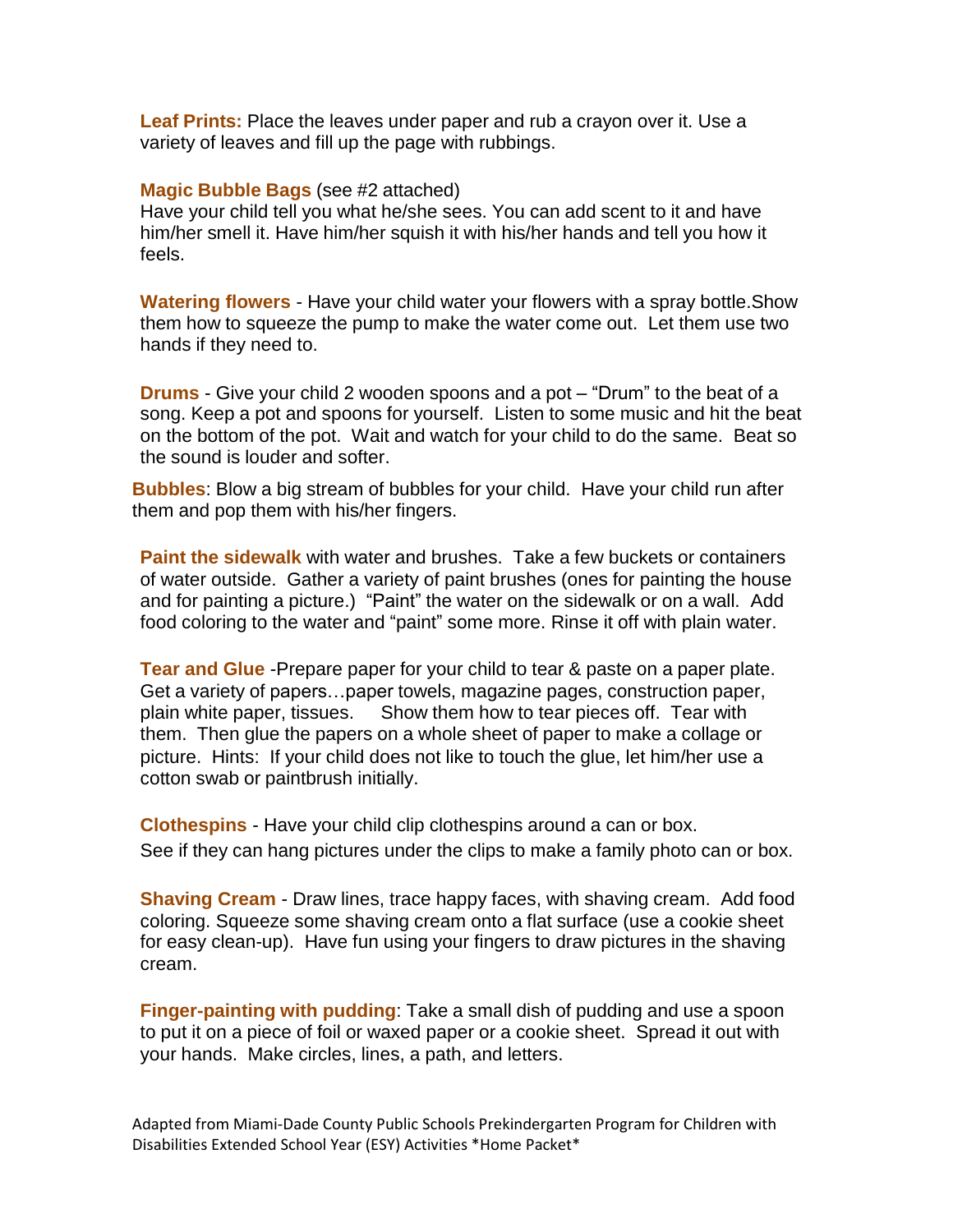**Leaf Prints:** Place the leaves under paper and rub a crayon over it. Use a variety of leaves and fill up the page with rubbings.

**Magic Bubble Bags** (see #2 attached)
Have your child tell you what he/she sees. You can add scent to it and have him/her smell it. Have him/her squish it with his/her hands and tell you how it feels.

**Watering flowers** - Have your child water your flowers with a spray bottle.Show them how to squeeze the pump to make the water come out. Let them use two hands if they need to.

**Drums** - Give your child 2 wooden spoons and a pot – "Drum" to the beat of a song. Keep a pot and spoons for yourself. Listen to some music and hit the beat on the bottom of the pot. Wait and watch for your child to do the same. Beat so the sound is louder and softer.

**Bubbles**: Blow a big stream of bubbles for your child. Have your child run after them and pop them with his/her fingers.

**Paint the sidewalk** with water and brushes. Take a few buckets or containers of water outside. Gather a variety of paint brushes (ones for painting the house and for painting a picture.) "Paint" the water on the sidewalk or on a wall. Add food coloring to the water and "paint" some more. Rinse it off with plain water.

**Tear and Glue** -Prepare paper for your child to tear & paste on a paper plate. Get a variety of papers…paper towels, magazine pages, construction paper, plain white paper, tissues. Show them how to tear pieces off. Tear with them. Then glue the papers on a whole sheet of paper to make a collage or picture. Hints: If your child does not like to touch the glue, let him/her use a cotton swab or paintbrush initially.

**Clothespins** - Have your child clip clothespins around a can or box.
See if they can hang pictures under the clips to make a family photo can or box.

**Shaving Cream** - Draw lines, trace happy faces, with shaving cream. Add food coloring. Squeeze some shaving cream onto a flat surface (use a cookie sheet for easy clean-up). Have fun using your fingers to draw pictures in the shaving cream.

**Finger-painting with pudding**: Take a small dish of pudding and use a spoon to put it on a piece of foil or waxed paper or a cookie sheet. Spread it out with your hands. Make circles, lines, a path, and letters.

Adapted from Miami-Dade County Public Schools Prekindergarten Program for Children with Disabilities Extended School Year (ESY) Activities *Home Packet*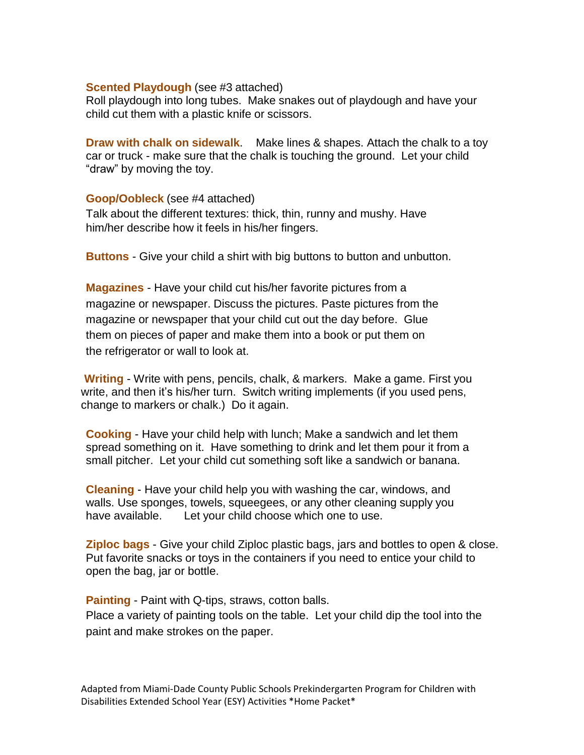**Scented Playdough** (see #3 attached)
Roll playdough into long tubes. Make snakes out of playdough and have your child cut them with a plastic knife or scissors.

**Draw with chalk on sidewalk**. Make lines & shapes. Attach the chalk to a toy car or truck - make sure that the chalk is touching the ground. Let your child "draw" by moving the toy.

**Goop/Oobleck** (see #4 attached)
Talk about the different textures: thick, thin, runny and mushy. Have him/her describe how it feels in his/her fingers.

**Buttons** - Give your child a shirt with big buttons to button and unbutton.

**Magazines** - Have your child cut his/her favorite pictures from a magazine or newspaper. Discuss the pictures. Paste pictures from the magazine or newspaper that your child cut out the day before. Glue them on pieces of paper and make them into a book or put them on the refrigerator or wall to look at.

**Writing** - Write with pens, pencils, chalk, & markers. Make a game. First you write, and then it's his/her turn. Switch writing implements (if you used pens, change to markers or chalk.) Do it again.

**Cooking** - Have your child help with lunch; Make a sandwich and let them spread something on it. Have something to drink and let them pour it from a small pitcher. Let your child cut something soft like a sandwich or banana.

**Cleaning** - Have your child help you with washing the car, windows, and walls. Use sponges, towels, squeegees, or any other cleaning supply you have available. Let your child choose which one to use.

**Ziploc bags** - Give your child Ziploc plastic bags, jars and bottles to open & close. Put favorite snacks or toys in the containers if you need to entice your child to open the bag, jar or bottle.

**Painting** - Paint with Q-tips, straws, cotton balls.
Place a variety of painting tools on the table. Let your child dip the tool into the paint and make strokes on the paper.

Adapted from Miami-Dade County Public Schools Prekindergarten Program for Children with Disabilities Extended School Year (ESY) Activities *Home Packet*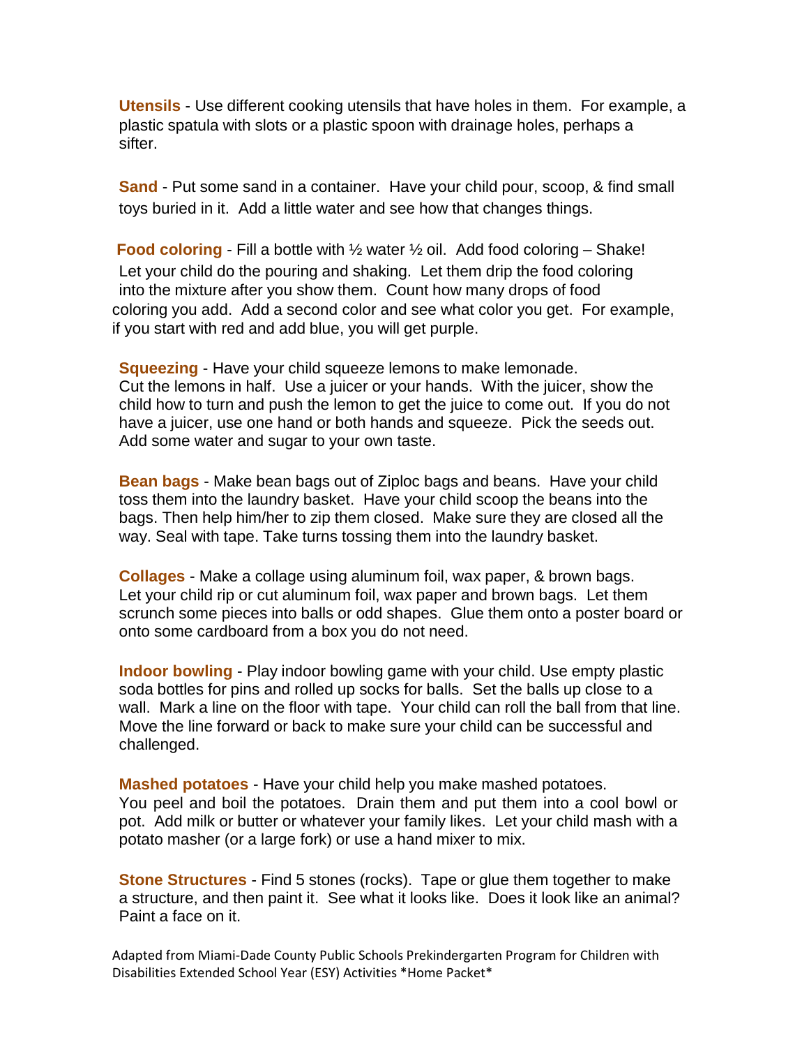**Utensils** - Use different cooking utensils that have holes in them. For example, a plastic spatula with slots or a plastic spoon with drainage holes, perhaps a sifter.

**Sand** - Put some sand in a container. Have your child pour, scoop, & find small toys buried in it. Add a little water and see how that changes things.

**Food coloring** - Fill a bottle with ½ water ½ oil. Add food coloring – Shake! Let your child do the pouring and shaking. Let them drip the food coloring into the mixture after you show them. Count how many drops of food coloring you add. Add a second color and see what color you get. For example, if you start with red and add blue, you will get purple.

**Squeezing** - Have your child squeeze lemons to make lemonade. Cut the lemons in half. Use a juicer or your hands. With the juicer, show the child how to turn and push the lemon to get the juice to come out. If you do not have a juicer, use one hand or both hands and squeeze. Pick the seeds out. Add some water and sugar to your own taste.

**Bean bags** - Make bean bags out of Ziploc bags and beans. Have your child toss them into the laundry basket. Have your child scoop the beans into the bags. Then help him/her to zip them closed. Make sure they are closed all the way. Seal with tape. Take turns tossing them into the laundry basket.

**Collages** - Make a collage using aluminum foil, wax paper, & brown bags. Let your child rip or cut aluminum foil, wax paper and brown bags. Let them scrunch some pieces into balls or odd shapes. Glue them onto a poster board or onto some cardboard from a box you do not need.

**Indoor bowling** - Play indoor bowling game with your child. Use empty plastic soda bottles for pins and rolled up socks for balls. Set the balls up close to a wall. Mark a line on the floor with tape. Your child can roll the ball from that line. Move the line forward or back to make sure your child can be successful and challenged.

**Mashed potatoes** - Have your child help you make mashed potatoes. You peel and boil the potatoes. Drain them and put them into a cool bowl or pot. Add milk or butter or whatever your family likes. Let your child mash with a potato masher (or a large fork) or use a hand mixer to mix.

**Stone Structures** - Find 5 stones (rocks). Tape or glue them together to make a structure, and then paint it. See what it looks like. Does it look like an animal? Paint a face on it.

Adapted from Miami-Dade County Public Schools Prekindergarten Program for Children with Disabilities Extended School Year (ESY) Activities *Home Packet*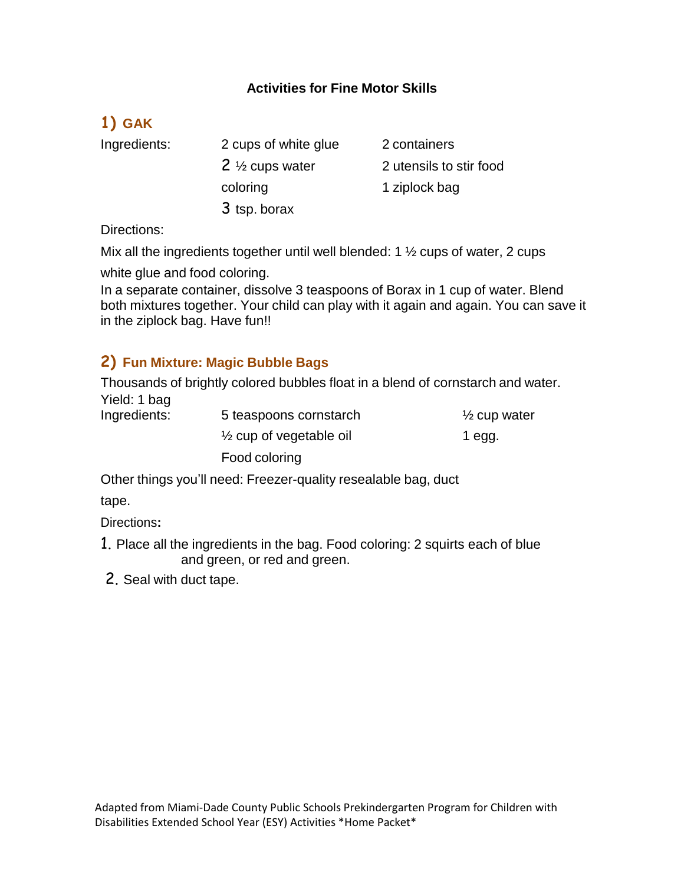**Activities for Fine Motor Skills**

## 1) GAK

| Ingredients: | 2 cups of white glue | 2 containers |
|---|---|---|
| | 2 ½ cups water | 2 utensils to stir food |
| | coloring | 1 ziplock bag |
| | 3 tsp. borax | |

Directions:

Mix all the ingredients together until well blended: 1 ½ cups of water, 2 cups white glue and food coloring.

In a separate container, dissolve 3 teaspoons of Borax in 1 cup of water. Blend both mixtures together. Your child can play with it again and again. You can save it in the ziplock bag. Have fun!!

## 2) Fun Mixture: Magic Bubble Bags

Thousands of brightly colored bubbles float in a blend of cornstarch and water.

Yield: 1 bag

| Ingredients: | 5 teaspoons cornstarch | ½ cup water |
|---|---|---|
| | ½ cup of vegetable oil | 1 egg. |
| | Food coloring | |

Other things you'll need: Freezer-quality resealable bag, duct tape.

Directions**:**

1. Place all the ingredients in the bag. Food coloring: 2 squirts each of blue and green, or red and green.
2. Seal with duct tape.

Adapted from Miami-Dade County Public Schools Prekindergarten Program for Children with Disabilities Extended School Year (ESY) Activities *Home Packet*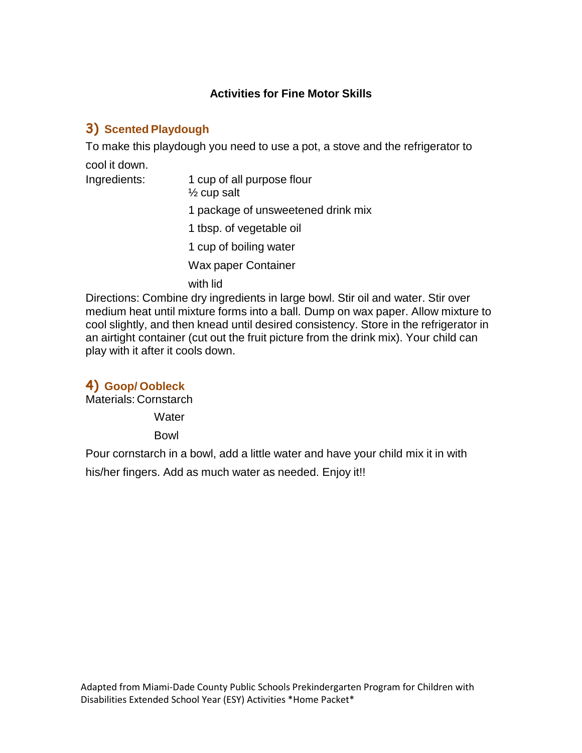**Activities for Fine Motor Skills**

## 3) Scented Playdough

To make this playdough you need to use a pot, a stove and the refrigerator to cool it down.

Ingredients:
- 1 cup of all purpose flour
- ½ cup salt
- 1 package of unsweetened drink mix
- 1 tbsp. of vegetable oil
- 1 cup of boiling water
- Wax paper Container with lid

Directions: Combine dry ingredients in large bowl. Stir oil and water. Stir over medium heat until mixture forms into a ball. Dump on wax paper. Allow mixture to cool slightly, and then knead until desired consistency. Store in the refrigerator in an airtight container (cut out the fruit picture from the drink mix). Your child can play with it after it cools down.

## 4) Goop/ Oobleck

Materials:
- Cornstarch
- Water
- Bowl

Pour cornstarch in a bowl, add a little water and have your child mix it in with his/her fingers. Add as much water as needed. Enjoy it!!

Adapted from Miami-Dade County Public Schools Prekindergarten Program for Children with Disabilities Extended School Year (ESY) Activities *Home Packet*